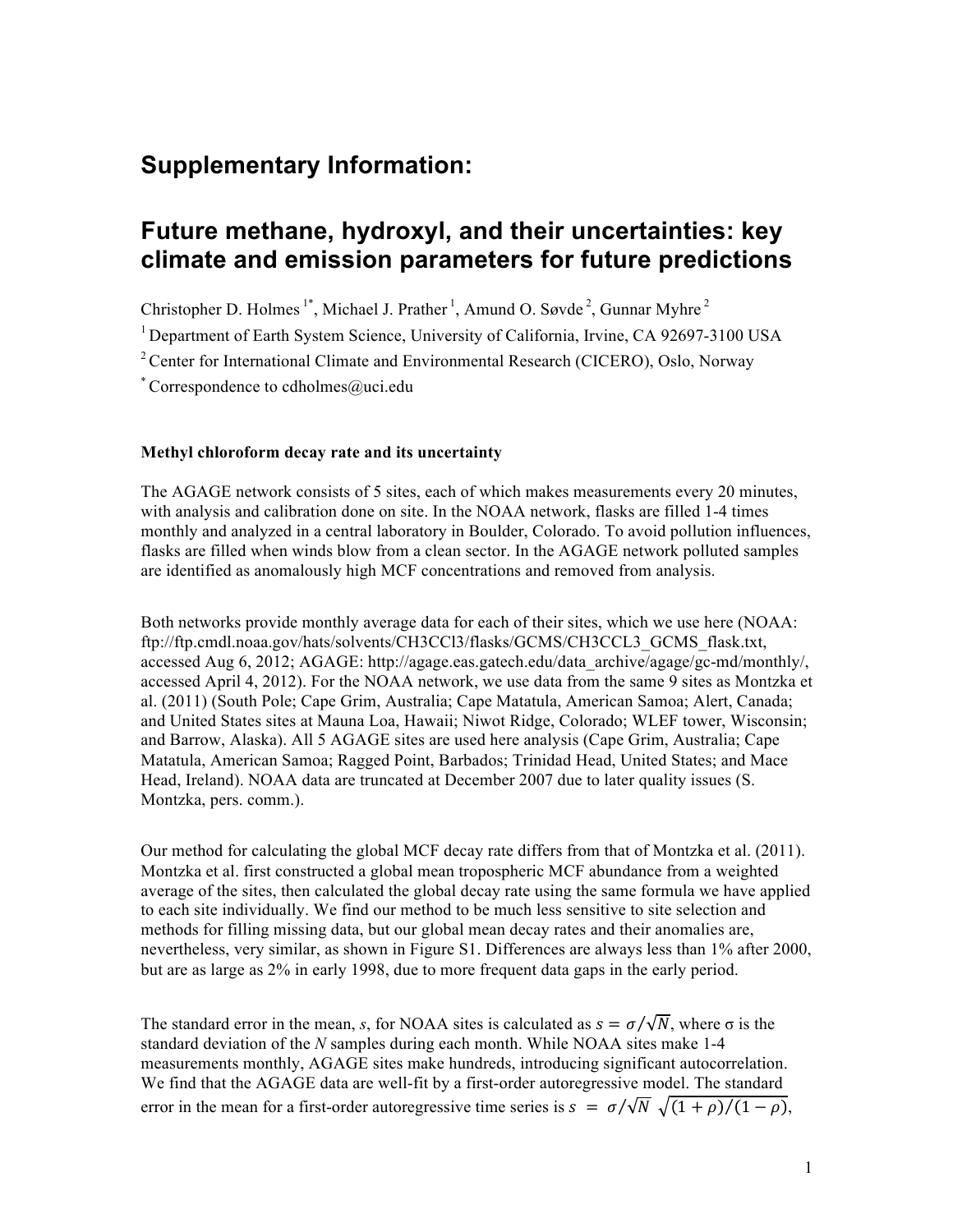# Supplementary Information:

# Future methane, hydroxyl, and their uncertainties: key climate and emission parameters for future predictions

Christopher D. Holmes [1*], Michael J. Prather [1], Amund O. Søvde [2], Gunnar Myhre [2]

[1] Department of Earth System Science, University of California, Irvine, CA 92697-3100 USA

[2] Center for International Climate and Environmental Research (CICERO), Oslo, Norway

[*] Correspondence to cdholmes@uci.edu

**Methyl chloroform decay rate and its uncertainty**

The AGAGE network consists of 5 sites, each of which makes measurements every 20 minutes, with analysis and calibration done on site. In the NOAA network, flasks are filled 1-4 times monthly and analyzed in a central laboratory in Boulder, Colorado. To avoid pollution influences, flasks are filled when winds blow from a clean sector. In the AGAGE network polluted samples are identified as anomalously high MCF concentrations and removed from analysis.

Both networks provide monthly average data for each of their sites, which we use here (NOAA: ftp://ftp.cmdl.noaa.gov/hats/solvents/CH3CCl3/flasks/GCMS/CH3CCL3_GCMS_flask.txt, accessed Aug 6, 2012; AGAGE: http://agage.eas.gatech.edu/data_archive/agage/gc-md/monthly/, accessed April 4, 2012). For the NOAA network, we use data from the same 9 sites as Montzka et al. (2011) (South Pole; Cape Grim, Australia; Cape Matatula, American Samoa; Alert, Canada; and United States sites at Mauna Loa, Hawaii; Niwot Ridge, Colorado; WLEF tower, Wisconsin; and Barrow, Alaska). All 5 AGAGE sites are used here analysis (Cape Grim, Australia; Cape Matatula, American Samoa; Ragged Point, Barbados; Trinidad Head, United States; and Mace Head, Ireland). NOAA data are truncated at December 2007 due to later quality issues (S. Montzka, pers. comm.).

Our method for calculating the global MCF decay rate differs from that of Montzka et al. (2011). Montzka et al. first constructed a global mean tropospheric MCF abundance from a weighted average of the sites, then calculated the global decay rate using the same formula we have applied to each site individually. We find our method to be much less sensitive to site selection and methods for filling missing data, but our global mean decay rates and their anomalies are, nevertheless, very similar, as shown in Figure S1. Differences are always less than 1% after 2000, but are as large as 2% in early 1998, due to more frequent data gaps in the early period.

The standard error in the mean, *s*, for NOAA sites is calculated as $s = \sigma/\sqrt{N}$, where σ is the standard deviation of the *N* samples during each month. While NOAA sites make 1-4 measurements monthly, AGAGE sites make hundreds, introducing significant autocorrelation. We find that the AGAGE data are well-fit by a first-order autoregressive model. The standard error in the mean for a first-order autoregressive time series is $s = \sigma/\sqrt{N}\ \sqrt{(1+\rho)/(1-\rho)}$,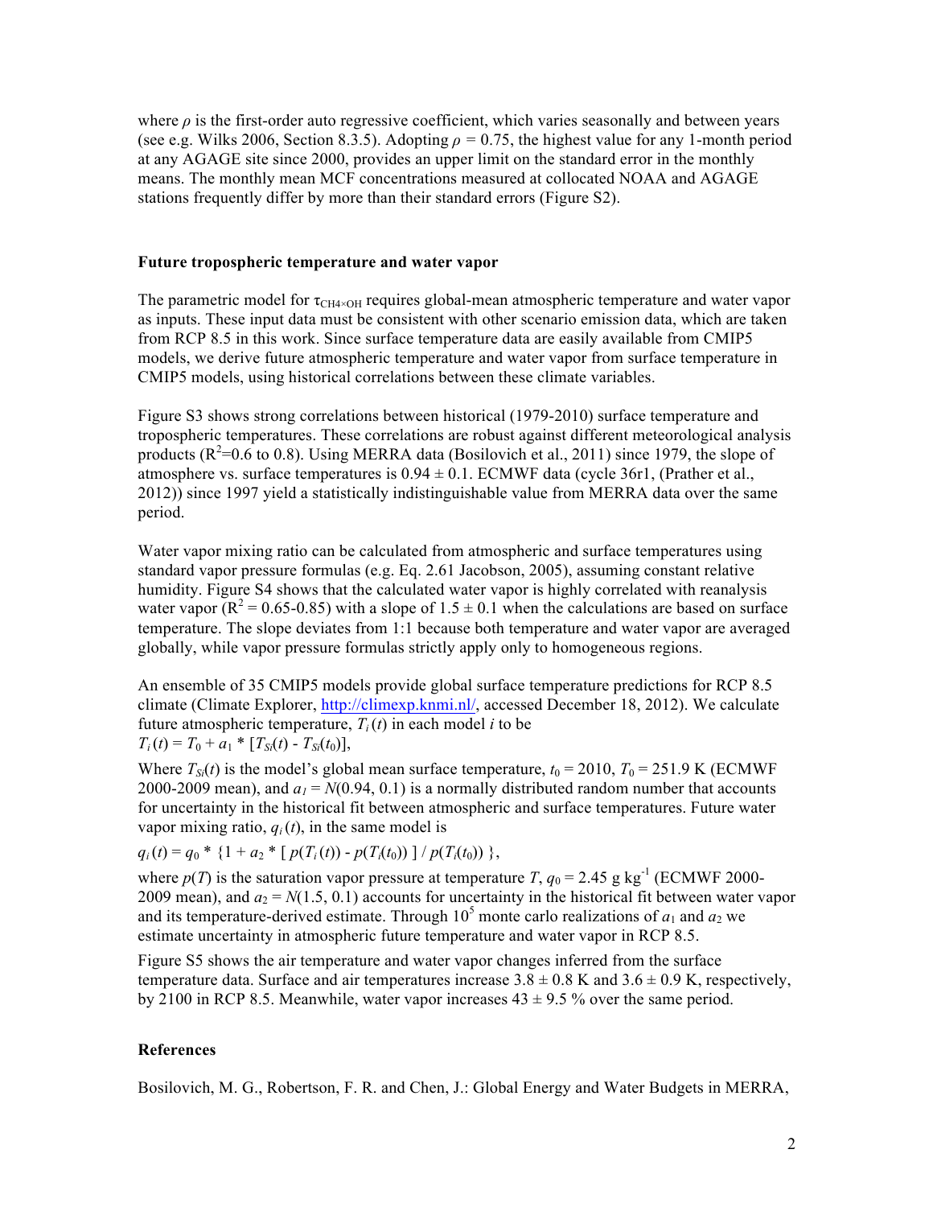where $\rho$ is the first-order auto regressive coefficient, which varies seasonally and between years (see e.g. Wilks 2006, Section 8.3.5). Adopting $\rho$ = 0.75, the highest value for any 1-month period at any AGAGE site since 2000, provides an upper limit on the standard error in the monthly means. The monthly mean MCF concentrations measured at collocated NOAA and AGAGE stations frequently differ by more than their standard errors (Figure S2).

### Future tropospheric temperature and water vapor

The parametric model for $\tau_{CH4 \times OH}$ requires global-mean atmospheric temperature and water vapor as inputs. These input data must be consistent with other scenario emission data, which are taken from RCP 8.5 in this work. Since surface temperature data are easily available from CMIP5 models, we derive future atmospheric temperature and water vapor from surface temperature in CMIP5 models, using historical correlations between these climate variables.

Figure S3 shows strong correlations between historical (1979-2010) surface temperature and tropospheric temperatures. These correlations are robust against different meteorological analysis products ($R^2$=0.6 to 0.8). Using MERRA data (Bosilovich et al., 2011) since 1979, the slope of atmosphere vs. surface temperatures is 0.94 ± 0.1. ECMWF data (cycle 36r1, (Prather et al., 2012)) since 1997 yield a statistically indistinguishable value from MERRA data over the same period.

Water vapor mixing ratio can be calculated from atmospheric and surface temperatures using standard vapor pressure formulas (e.g. Eq. 2.61 Jacobson, 2005), assuming constant relative humidity. Figure S4 shows that the calculated water vapor is highly correlated with reanalysis water vapor ($R^2$ = 0.65-0.85) with a slope of 1.5 ± 0.1 when the calculations are based on surface temperature. The slope deviates from 1:1 because both temperature and water vapor are averaged globally, while vapor pressure formulas strictly apply only to homogeneous regions.

An ensemble of 35 CMIP5 models provide global surface temperature predictions for RCP 8.5 climate (Climate Explorer, http://climexp.knmi.nl/, accessed December 18, 2012). We calculate future atmospheric temperature, $T_i(t)$ in each model $i$ to be

$$T_i(t) = T_0 + a_1 * [T_{Si}(t) - T_{Si}(t_0)],$$

Where $T_{Si}(t)$ is the model's global mean surface temperature, $t_0$ = 2010, $T_0$ = 251.9 K (ECMWF 2000-2009 mean), and $a_1 = N(0.94, 0.1)$ is a normally distributed random number that accounts for uncertainty in the historical fit between atmospheric and surface temperatures. Future water vapor mixing ratio, $q_i(t)$, in the same model is

$$q_i(t) = q_0 * \{1 + a_2 * [\, p(T_i(t)) - p(T_i(t_0))\,] / p(T_i(t_0))\,\},$$

where $p(T)$ is the saturation vapor pressure at temperature $T$, $q_0$ = 2.45 g kg$^{-1}$ (ECMWF 2000-2009 mean), and $a_2 = N(1.5, 0.1)$ accounts for uncertainty in the historical fit between water vapor and its temperature-derived estimate. Through $10^5$ monte carlo realizations of $a_1$ and $a_2$ we estimate uncertainty in atmospheric future temperature and water vapor in RCP 8.5.

Figure S5 shows the air temperature and water vapor changes inferred from the surface temperature data. Surface and air temperatures increase 3.8 ± 0.8 K and 3.6 ± 0.9 K, respectively, by 2100 in RCP 8.5. Meanwhile, water vapor increases 43 ± 9.5 % over the same period.

### References

Bosilovich, M. G., Robertson, F. R. and Chen, J.: Global Energy and Water Budgets in MERRA,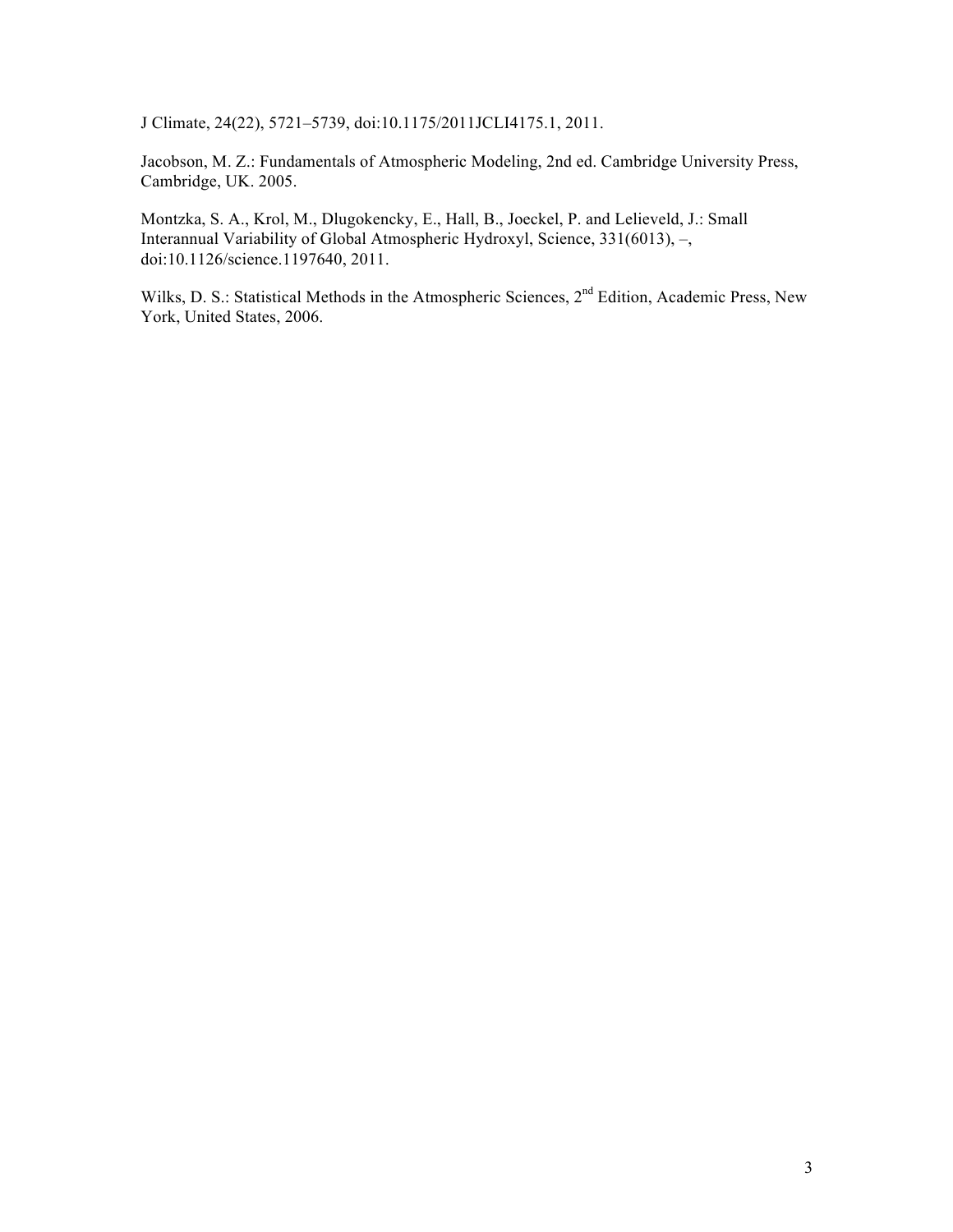J Climate, 24(22), 5721–5739, doi:10.1175/2011JCLI4175.1, 2011.

Jacobson, M. Z.: Fundamentals of Atmospheric Modeling, 2nd ed. Cambridge University Press, Cambridge, UK. 2005.

Montzka, S. A., Krol, M., Dlugokencky, E., Hall, B., Joeckel, P. and Lelieveld, J.: Small Interannual Variability of Global Atmospheric Hydroxyl, Science, 331(6013), –, doi:10.1126/science.1197640, 2011.

Wilks, D. S.: Statistical Methods in the Atmospheric Sciences, 2nd Edition, Academic Press, New York, United States, 2006.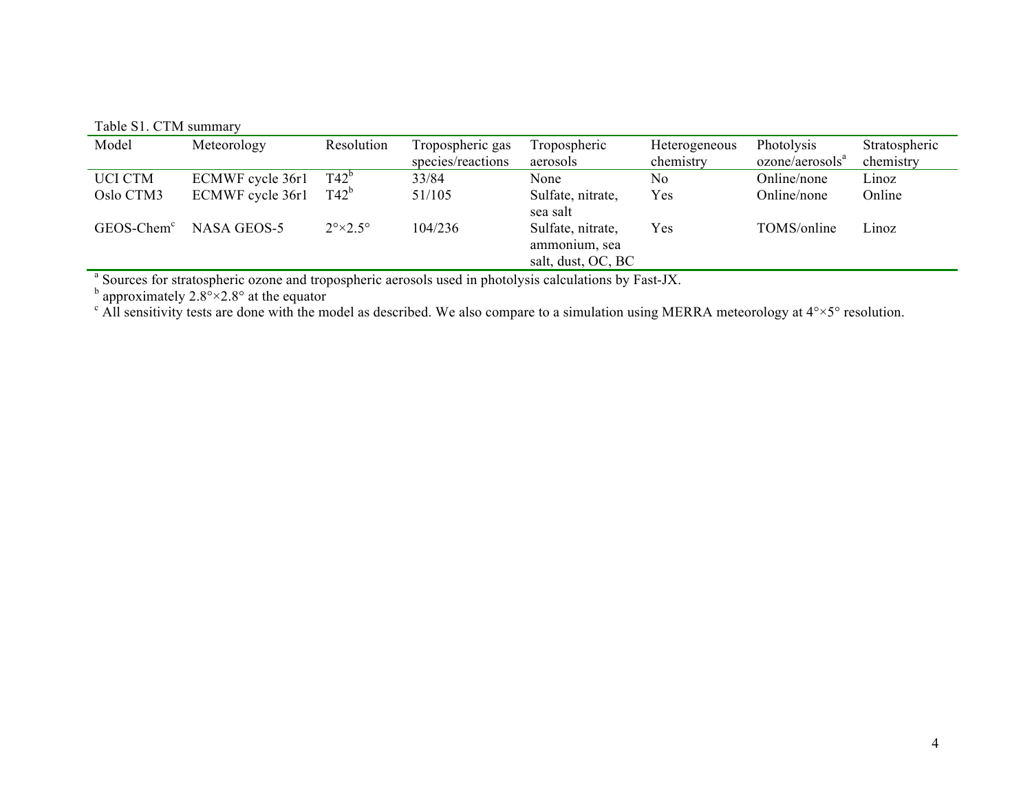Table S1. CTM summary

| Model | Meteorology | Resolution | Tropospheric gas species/reactions | Tropospheric aerosols | Heterogeneous chemistry | Photolysis ozone/aerosols[a] | Stratospheric chemistry |
|---|---|---|---|---|---|---|---|
| UCI CTM | ECMWF cycle 36r1 | T42[b] | 33/84 | None | No | Online/none | Linoz |
| Oslo CTM3 | ECMWF cycle 36r1 | T42[b] | 51/105 | Sulfate, nitrate, sea salt | Yes | Online/none | Online |
| GEOS-Chem[c] | NASA GEOS-5 | 2°×2.5° | 104/236 | Sulfate, nitrate, ammonium, sea salt, dust, OC, BC | Yes | TOMS/online | Linoz |

[a] Sources for stratospheric ozone and tropospheric aerosols used in photolysis calculations by Fast-JX.

[b] approximately 2.8°×2.8° at the equator

[c] All sensitivity tests are done with the model as described. We also compare to a simulation using MERRA meteorology at 4°×5° resolution.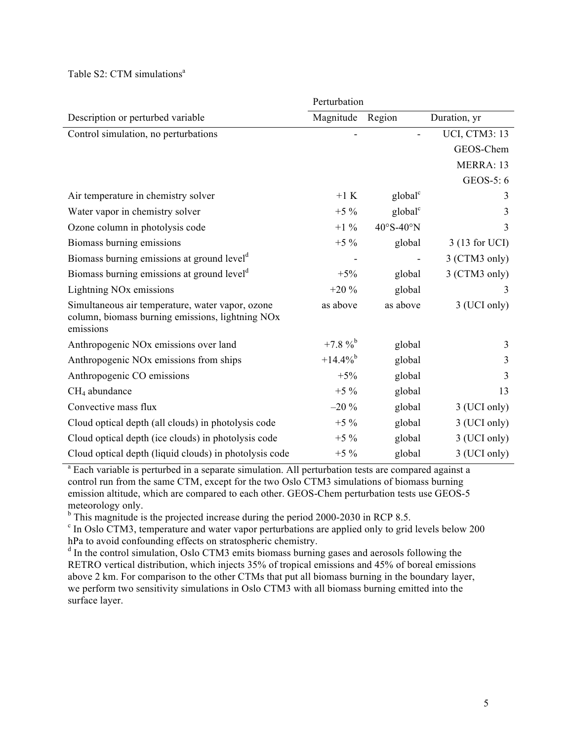Table S2: CTM simulations[a]

| Description or perturbed variable | Perturbation Magnitude | Region | Duration, yr |
|---|---|---|---|
| Control simulation, no perturbations | - | - | UCI, CTM3: 13<br>GEOS-Chem<br>MERRA: 13<br>GEOS-5: 6 |
| Air temperature in chemistry solver | +1 K | global[c] | 3 |
| Water vapor in chemistry solver | +5 % | global[c] | 3 |
| Ozone column in photolysis code | +1 % | 40°S-40°N | 3 |
| Biomass burning emissions | +5 % | global | 3 (13 for UCI) |
| Biomass burning emissions at ground level[d] | - | - | 3 (CTM3 only) |
| Biomass burning emissions at ground level[d] | +5% | global | 3 (CTM3 only) |
| Lightning NOx emissions | +20 % | global | 3 |
| Simultaneous air temperature, water vapor, ozone column, biomass burning emissions, lightning NOx emissions | as above | as above | 3 (UCI only) |
| Anthropogenic NOx emissions over land | +7.8 %[b] | global | 3 |
| Anthropogenic NOx emissions from ships | +14.4%[b] | global | 3 |
| Anthropogenic CO emissions | +5% | global | 3 |
| $CH_4$ abundance | +5 % | global | 13 |
| Convective mass flux | –20 % | global | 3 (UCI only) |
| Cloud optical depth (all clouds) in photolysis code | +5 % | global | 3 (UCI only) |
| Cloud optical depth (ice clouds) in photolysis code | +5 % | global | 3 (UCI only) |
| Cloud optical depth (liquid clouds) in photolysis code | +5 % | global | 3 (UCI only) |

[a] Each variable is perturbed in a separate simulation. All perturbation tests are compared against a control run from the same CTM, except for the two Oslo CTM3 simulations of biomass burning emission altitude, which are compared to each other. GEOS-Chem perturbation tests use GEOS-5 meteorology only.

[b] This magnitude is the projected increase during the period 2000-2030 in RCP 8.5.

[c] In Oslo CTM3, temperature and water vapor perturbations are applied only to grid levels below 200 hPa to avoid confounding effects on stratospheric chemistry.

[d] In the control simulation, Oslo CTM3 emits biomass burning gases and aerosols following the RETRO vertical distribution, which injects 35% of tropical emissions and 45% of boreal emissions above 2 km. For comparison to the other CTMs that put all biomass burning in the boundary layer, we perform two sensitivity simulations in Oslo CTM3 with all biomass burning emitted into the surface layer.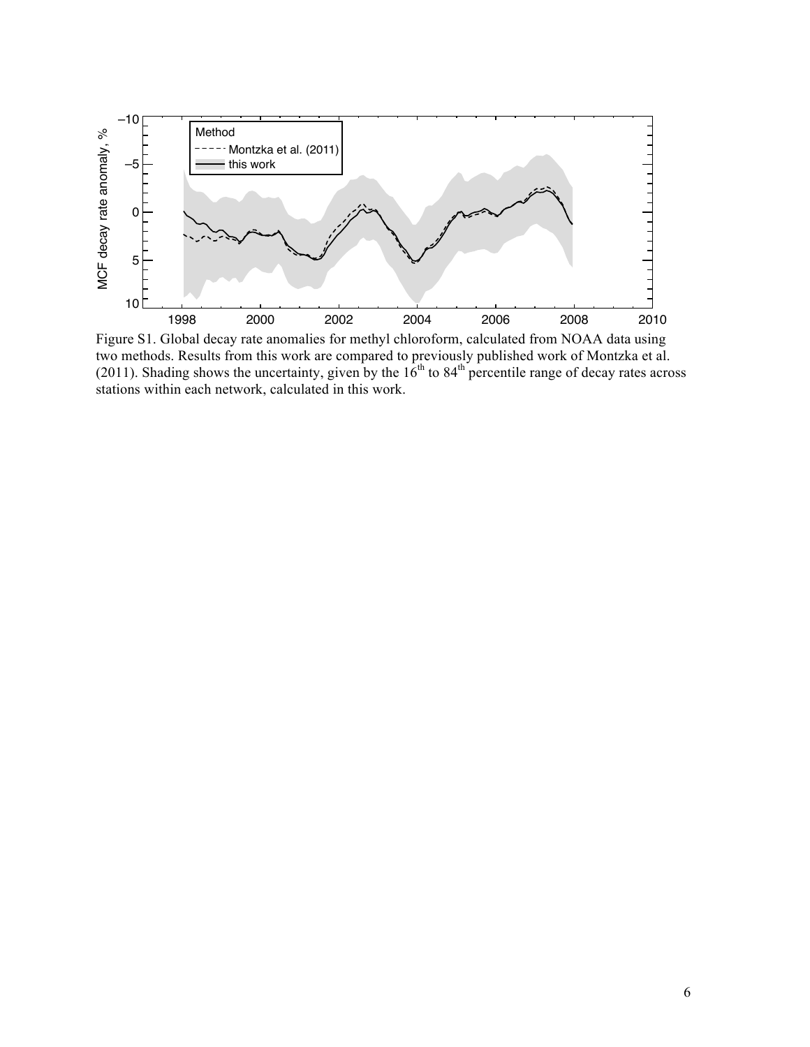Figure S1. Global decay rate anomalies for methyl chloroform, calculated from NOAA data using two methods. Results from this work are compared to previously published work of Montzka et al. (2011). Shading shows the uncertainty, given by the 16[th] to 84[th] percentile range of decay rates across stations within each network, calculated in this work.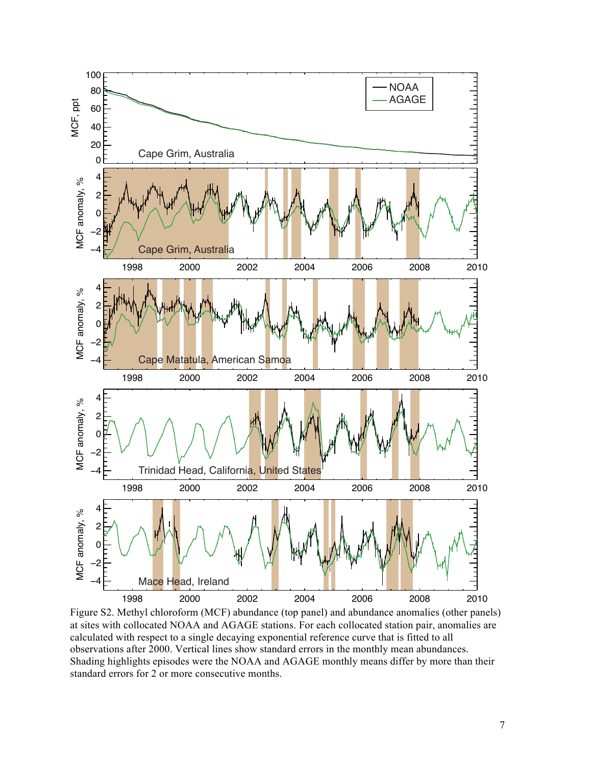Figure S2. Methyl chloroform (MCF) abundance (top panel) and abundance anomalies (other panels) at sites with collocated NOAA and AGAGE stations. For each collocated station pair, anomalies are calculated with respect to a single decaying exponential reference curve that is fitted to all observations after 2000. Vertical lines show standard errors in the monthly mean abundances. Shading highlights episodes were the NOAA and AGAGE monthly means differ by more than their standard errors for 2 or more consecutive months.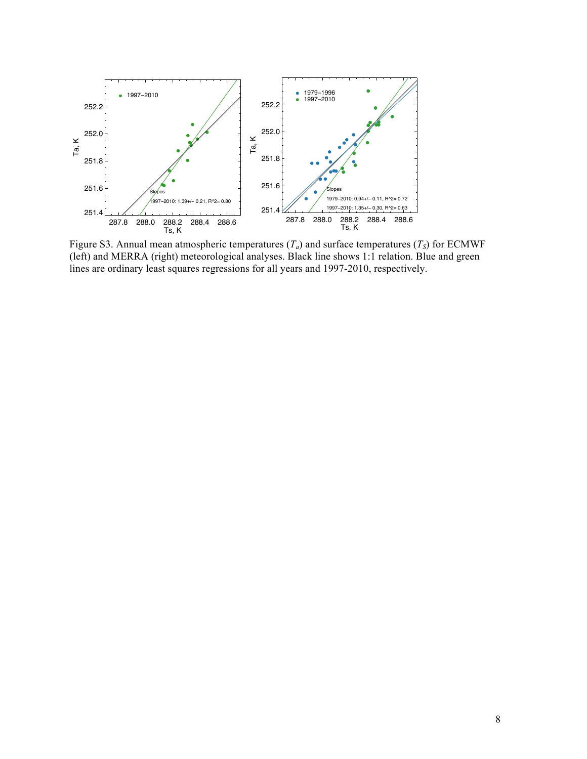Figure S3. Annual mean atmospheric temperatures ($T_a$) and surface temperatures ($T_S$) for ECMWF (left) and MERRA (right) meteorological analyses. Black line shows 1:1 relation. Blue and green lines are ordinary least squares regressions for all years and 1997-2010, respectively.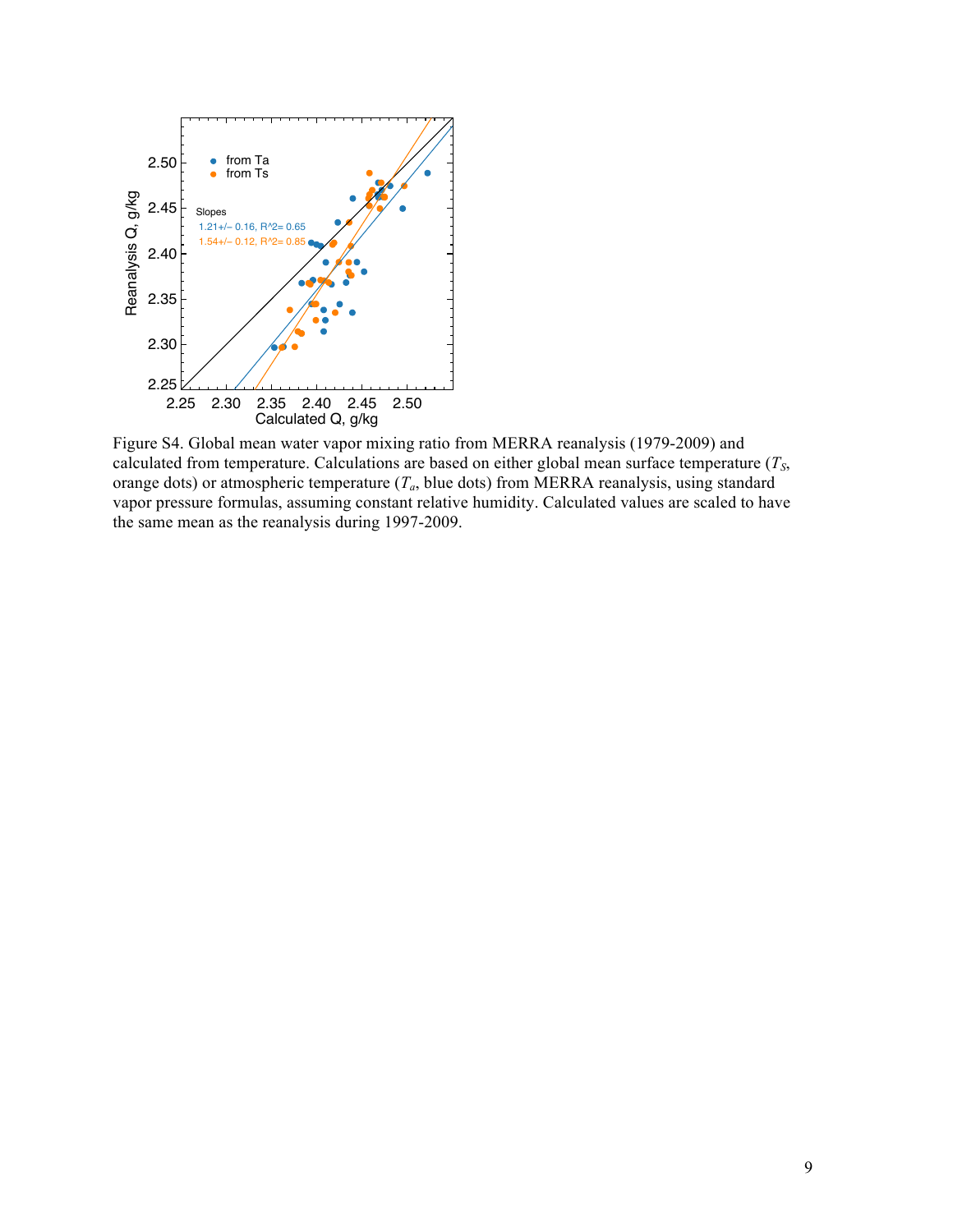Figure S4. Global mean water vapor mixing ratio from MERRA reanalysis (1979-2009) and calculated from temperature. Calculations are based on either global mean surface temperature ($T_S$, orange dots) or atmospheric temperature ($T_a$, blue dots) from MERRA reanalysis, using standard vapor pressure formulas, assuming constant relative humidity. Calculated values are scaled to have the same mean as the reanalysis during 1997-2009.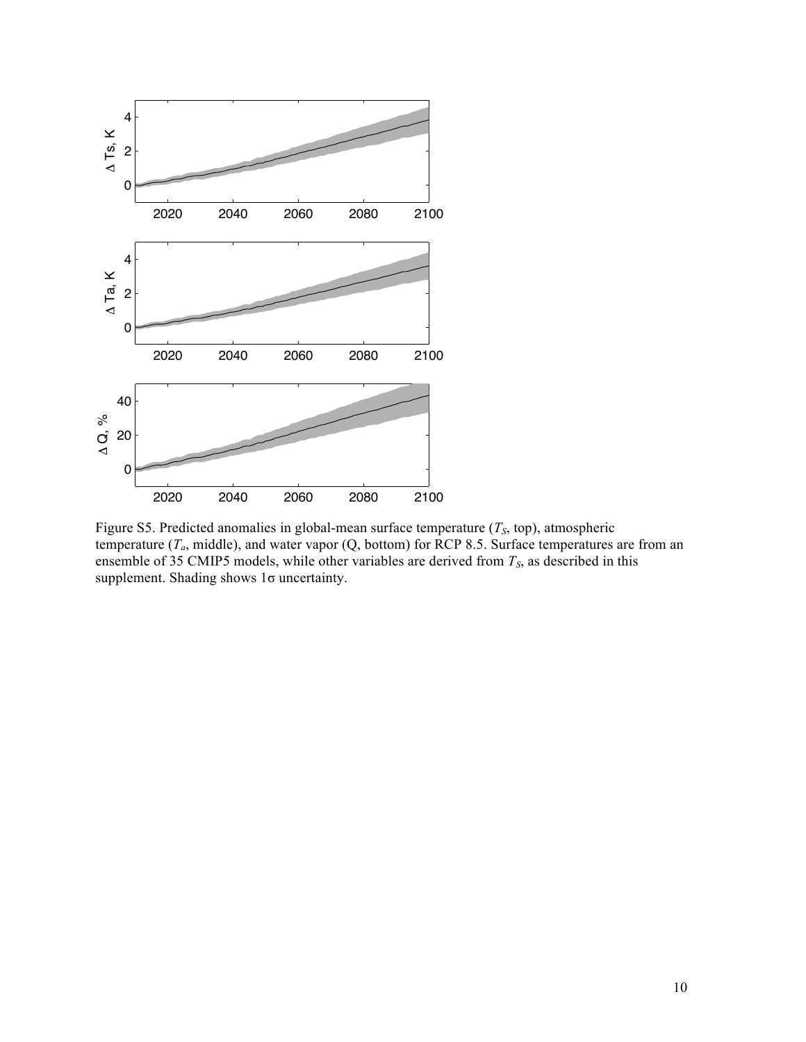Figure S5. Predicted anomalies in global-mean surface temperature ($T_S$, top), atmospheric temperature ($T_a$, middle), and water vapor (Q, bottom) for RCP 8.5. Surface temperatures are from an ensemble of 35 CMIP5 models, while other variables are derived from $T_S$, as described in this supplement. Shading shows 1σ uncertainty.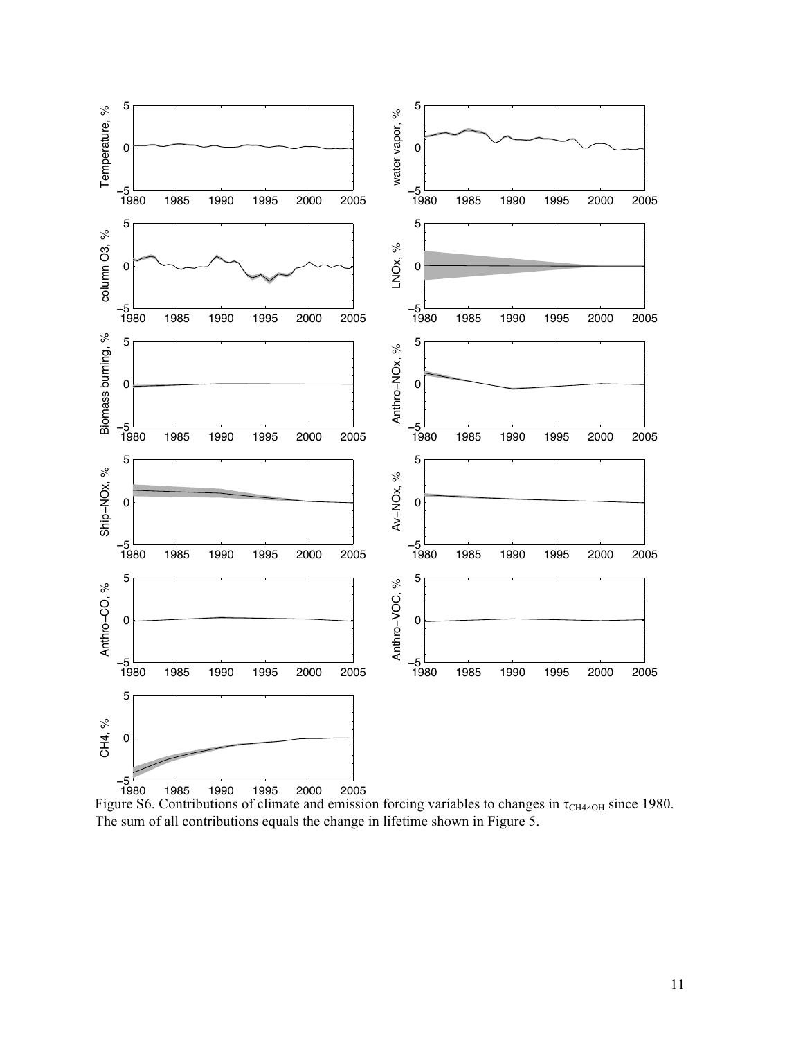Temperature, %

5
0
−5
1980 1985 1990 1995 2000 2005

water vapor, %

5
0
−5
1980 1985 1990 1995 2000 2005

column O3, %

5
0
−5
1980 1985 1990 1995 2000 2005

LNOx, %

5
0
−5
1980 1985 1990 1995 2000 2005

Biomass burning, %

5
0
−5
1980 1985 1990 1995 2000 2005

Anthro−NOx, %

5
0
−5
1980 1985 1990 1995 2000 2005

Ship−NOx, %

5
0
−5
1980 1985 1990 1995 2000 2005

Av−NOx, %

5
0
−5
1980 1985 1990 1995 2000 2005

Anthro−CO, %

5
0
−5
1980 1985 1990 1995 2000 2005

Anthro−VOC, %

5
0
−5
1980 1985 1990 1995 2000 2005

CH4, %

5
0
−5
1980 1985 1990 1995 2000 2005

Figure S6. Contributions of climate and emission forcing variables to changes in $\tau_{CH4 \times OH}$ since 1980. The sum of all contributions equals the change in lifetime shown in Figure 5.